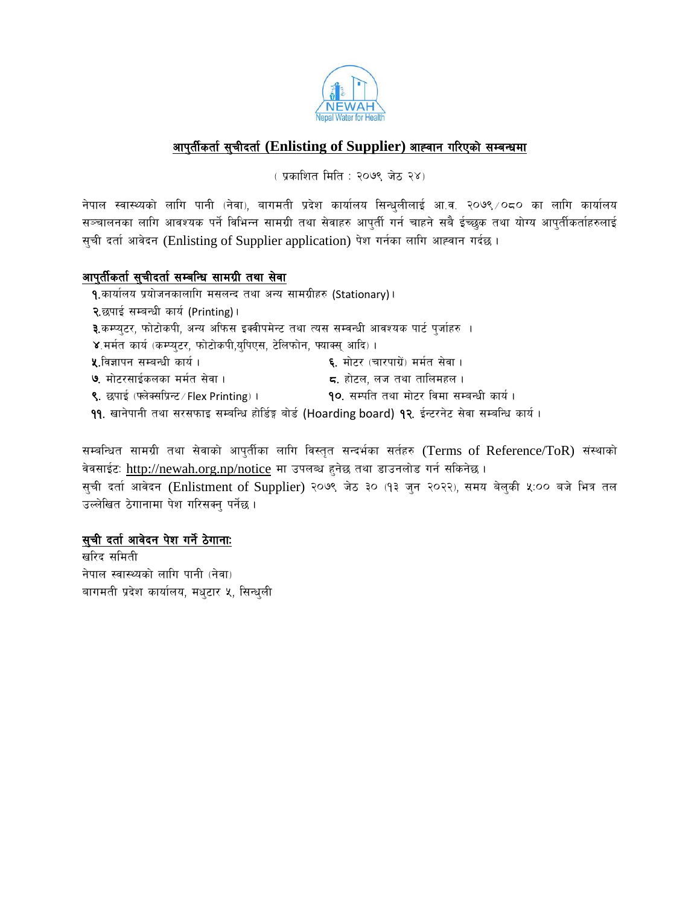## आपुर्तीकर्ता सुचीदर्ता (Enlisting of Supplier) आह्वान गरिएको सम्बन्धमा

( प्रकाशित मिति : २०७९ जेठ २४)

नेपाल स्वास्थ्यको लागि पानी (नेवा), बागमती प्रदेश कार्यालय सिन्धुलीलाई आ.व. २०७९/०८० का लागि कार्यालय सञ्चालनका लागि आवश्यक पर्ने विभिन्न सामग्री तथा सेवाहरु आपुर्ती गर्न चाहने सबै ईच्छुक तथा योग्य आपुर्तीकर्ताहरुलाई सुची दर्ता आवेदन (Enlisting of Supplier application) पेश गर्नका लागि आह्वान गर्दछ ।

### आपुर्तीकर्ता सुचीदर्ता सम्बन्धि सामग्री तथा सेवा

१.कार्यालय प्रयोजनकालागि मसलन्द तथा अन्य सामग्रीहरु (Stationary)।
२.छपाई सम्बन्धी कार्य (Printing)।
३.कम्प्युटर, फोटोकपी, अन्य अफिस इक्वीपमेन्ट तथा त्यस सम्बन्धी आवश्यक पार्ट पुर्जाहरु ।
४.मर्मत कार्य (कम्प्युटर, फोटोकपी,युपिएस, टेलिफोन, फ्याक्स् आदि) ।
५.विज्ञापन सम्बन्धी कार्य ।
६. मोटर (चारपाग्रें) मर्मत सेवा ।
७. मोटरसाईकलका मर्मत सेवा ।
८. होटल, लज तथा तालिमहल ।
९. छपाई (फ्लेक्सप्रिन्ट/Flex Printing) ।
१०. सम्पति तथा मोटर विमा सम्बन्धी कार्य ।
११. खानेपानी तथा सरसफाइ सम्बन्धि होर्डिङ्ग बोर्ड (Hoarding board) १२. ईन्टरनेट सेवा सम्बन्धि कार्य ।

सम्बन्धित सामग्री तथा सेवाको आपुर्तीका लागि विस्तृत सन्दर्भका सर्तहरु (Terms of Reference/ToR) संस्थाको वेवसाईटः http://newah.org.np/notice मा उपलब्ध हुनेछ तथा डाउनलोड गर्न सकिनेछ ।
सुची दर्ता आवेदन (Enlistment of Supplier) २०७९ जेठ ३० (१३ जुन २०२२), समय बेलुकी ५:०० बजे भित्र तल उल्लेखित ठेगानामा पेश गरिसक्नु पर्नेछ ।

### सुची दर्ता आवेदन पेश गर्ने ठेगानाः

खरिद समिती
नेपाल स्वास्थ्यको लागि पानी (नेवा)
बागमती प्रदेश कार्यालय, मधुटार ५, सिन्धुली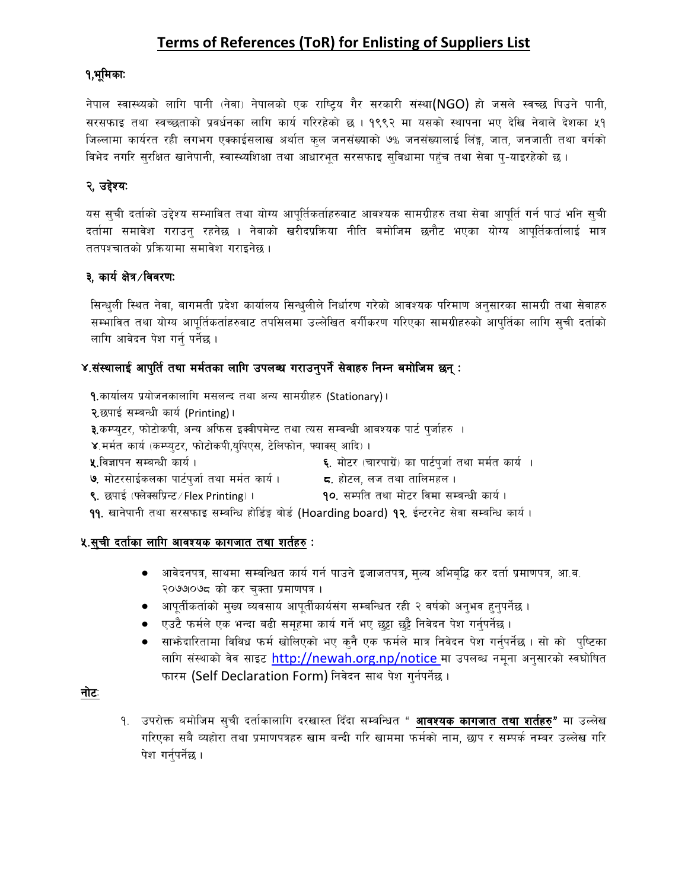# Terms of References (ToR) for Enlisting of Suppliers List

## १,भूमिकाः

नेपाल स्वास्थ्यको लागि पानी (नेवा) नेपालको एक राष्ट्रिय गैर सरकारी संस्था(NGO) हो जसले स्वच्छ पिउने पानी, सरसफाइ तथा स्वच्छताको प्रवर्धनका लागि कार्य गरिरहेको छ । १९९२ मा यसको स्थापना भए देखि नेवाले देशका ५१ जिल्लामा कार्यरत रही लगभग एक्काईसलाख अर्थात कुल जनसंख्याको ७% जनसंख्यालाई लिंङ्ग, जात, जनजाती तथा वर्गको विभेद नगरि सुरक्षित खानेपानी, स्वास्थ्यशिक्षा तथा आधारभूत सरसफाइ सुविधामा पहुंच तथा सेवा पु-याइरहेको छ ।

## २, उद्देश्यः

यस सुची दर्ताको उद्देश्य सम्भावित तथा योग्य आपूर्तिकर्ताहरुबाट आवश्यक सामग्रीहरु तथा सेवा आपूर्ति गर्न पाउं भनि सुची दर्तामा समावेश गराउनु रहनेछ । नेवाको खरीदप्रक्रिया नीति बमोजिम छनौट भएका योग्य आपूर्तिकर्तालाई मात्र ततपश्चातको प्रक्रियामा समावेश गराइनेछ ।

## ३, कार्य क्षेत्र/विवरणः

सिन्धुली स्थित नेवा, बागमती प्रदेश कार्यालय सिन्धुलीले निर्धारण गरेको आवश्यक परिमाण अनुसारका सामग्री तथा सेवाहरु सम्भावित तथा योग्य आपूर्तिकर्ताहरुबाट तपसिलमा उल्लेखित वर्गीकरण गरिएका सामग्रीहरुको आपुर्तिका लागि सुची दर्ताको लागि आवेदन पेश गर्नु पर्नेछ ।

## ४.संस्थालाई आपुर्ति तथा मर्मतका लागि उपलब्ध गराउनुपर्ने सेवाहरु निम्न बमोजिम छन् :

१.कार्यालय प्रयोजनकालागि मसलन्द तथा अन्य सामग्रीहरु (Stationary)।
२.छपाई सम्बन्धी कार्य (Printing)।
३.कम्प्युटर, फोटोकपी, अन्य अफिस इक्वीपमेन्ट तथा त्यस सम्बन्धी आवश्यक पार्ट पुर्जाहरु ।
४.मर्मत कार्य (कम्प्युटर, फोटोकपी,युपिएस, टेलिफोन, फ्याक्स् आदि) ।
५.विज्ञापन सम्बन्धी कार्य ।
६. मोटर (चारपाग्रे) का पार्टपुर्जा तथा मर्मत कार्य ।
७. मोटरसाईकलका पार्टपुर्जा तथा मर्मत कार्य ।
८. होटल, लज तथा तालिमहल ।
९. छपाई (फ्लेक्सप्रिन्ट/Flex Printing) ।
१०. सम्पति तथा मोटर विमा सम्बन्धी कार्य ।
११. खानेपानी तथा सरसफाइ सम्बन्धि होर्डिङ्ग बोर्ड (Hoarding board)
१२. ईन्टरनेट सेवा सम्बन्धि कार्य ।

## ५.सुची दर्ताका लागि आवश्यक कागजात तथा शर्तहरु :

- आवेदनपत्र, साथमा सम्बन्धित कार्य गर्न पाउने इजाजतपत्र, मुल्य अभिबृद्धि कर दर्ता प्रमाणपत्र, आ.व. २०७७।०७८ को कर चुक्ता प्रमाणपत्र ।
- आपूर्तीकर्ताको मुख्य व्यवसाय आपूर्तीकार्यसंग सम्बन्धित रही २ वर्षको अनुभव हुनुपर्नेछ ।
- एउटै फर्मले एक भन्दा बढी समूहमा कार्य गर्ने भए छुट्टा छुट्टै निवेदन पेश गर्नुपर्नेछ ।
- साझेदारितामा विविध फर्म खोलिएको भए कुनै एक फर्मले मात्र निवेदन पेश गर्नुपर्नेछ । सो को पुष्टिका लागि संस्थाको वेव साइट http://newah.org.np/notice मा उपलब्ध नमूना अनुसारको स्वघोषित फारम (Self Declaration Form) निवेदन साथ पेश गुर्नपर्नेछ ।

**नोटः**

१. उपरोक्त बमोजिम सुची दर्ताकालागि दरखास्त दिंदा सम्बन्धित " **आवश्यक कागजात तथा शर्तहरु"** मा उल्लेख गरिएका सबै व्यहोरा तथा प्रमाणपत्रहरु खाम बन्दी गरि खाममा फर्मको नाम, छाप र सम्पर्क नम्बर उल्लेख गरि पेश गर्नुपर्नेछ ।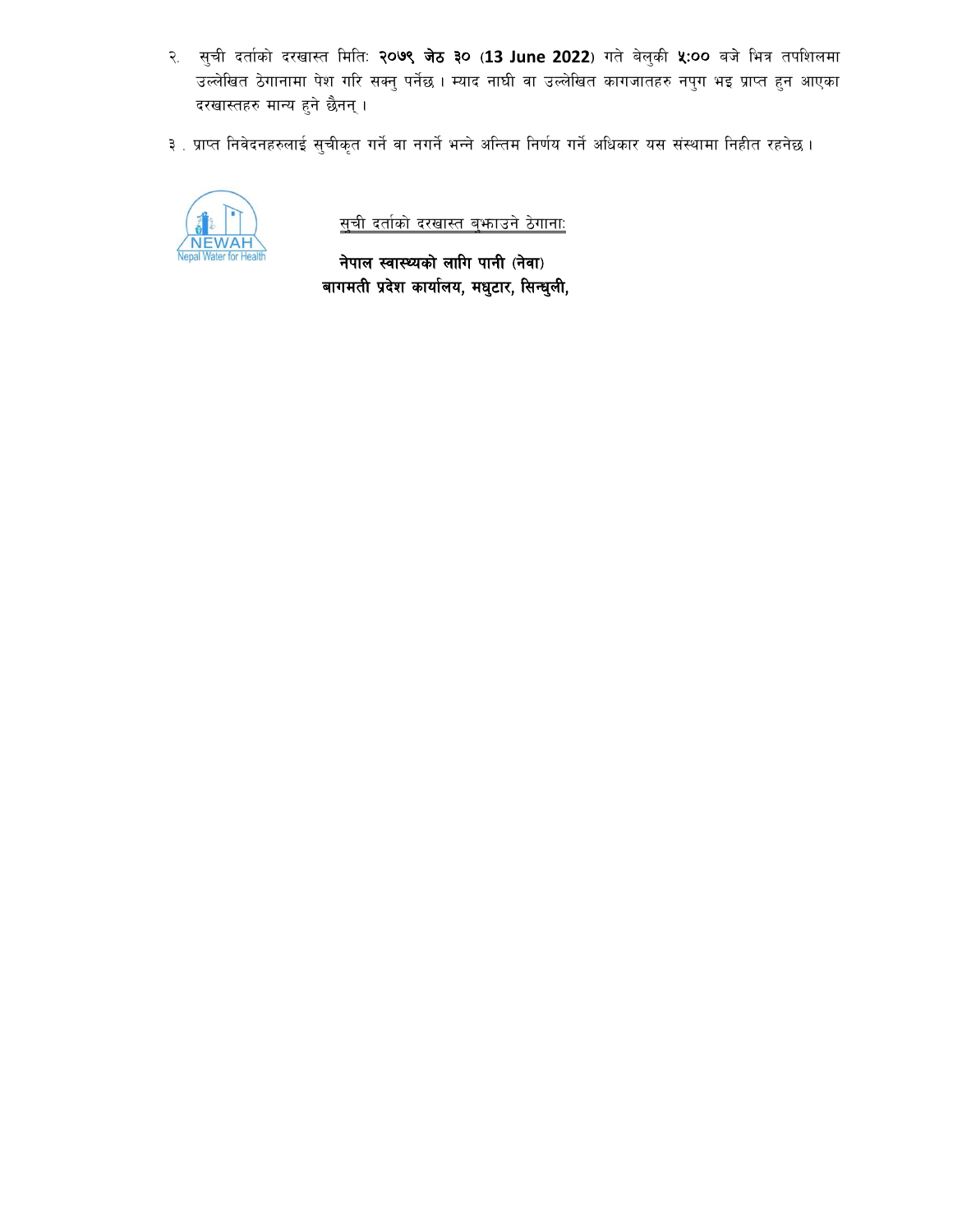२. सुची दर्ताको दरखास्त मितिः **२०७९ जेठ ३०** (**13 June 2022**) गते बेलुकी **५:००** बजे भित्र तपशिलमा उल्लेखित ठेगानामा पेश गरि सक्नु पर्नेछ । म्याद नाघी वा उल्लेखित कागजातहरु नपुग भइ प्राप्त हुन आएका दरखास्तहरु मान्य हुने छैनन् ।

३ . प्राप्त निवेदनहरुलाई सुचीकृत गर्ने वा नगर्ने भन्ने अन्तिम निर्णय गर्ने अधिकार यस संस्थामा निहीत रहनेछ ।

NEWAH
Nepal Water for Health

सुची दर्ताको दरखास्त बुझाउने ठेगानाः

**नेपाल स्वास्थ्यको लागि पानी (नेवा)**
**बागमती प्रदेश कार्यालय, मधुटार, सिन्धुली,**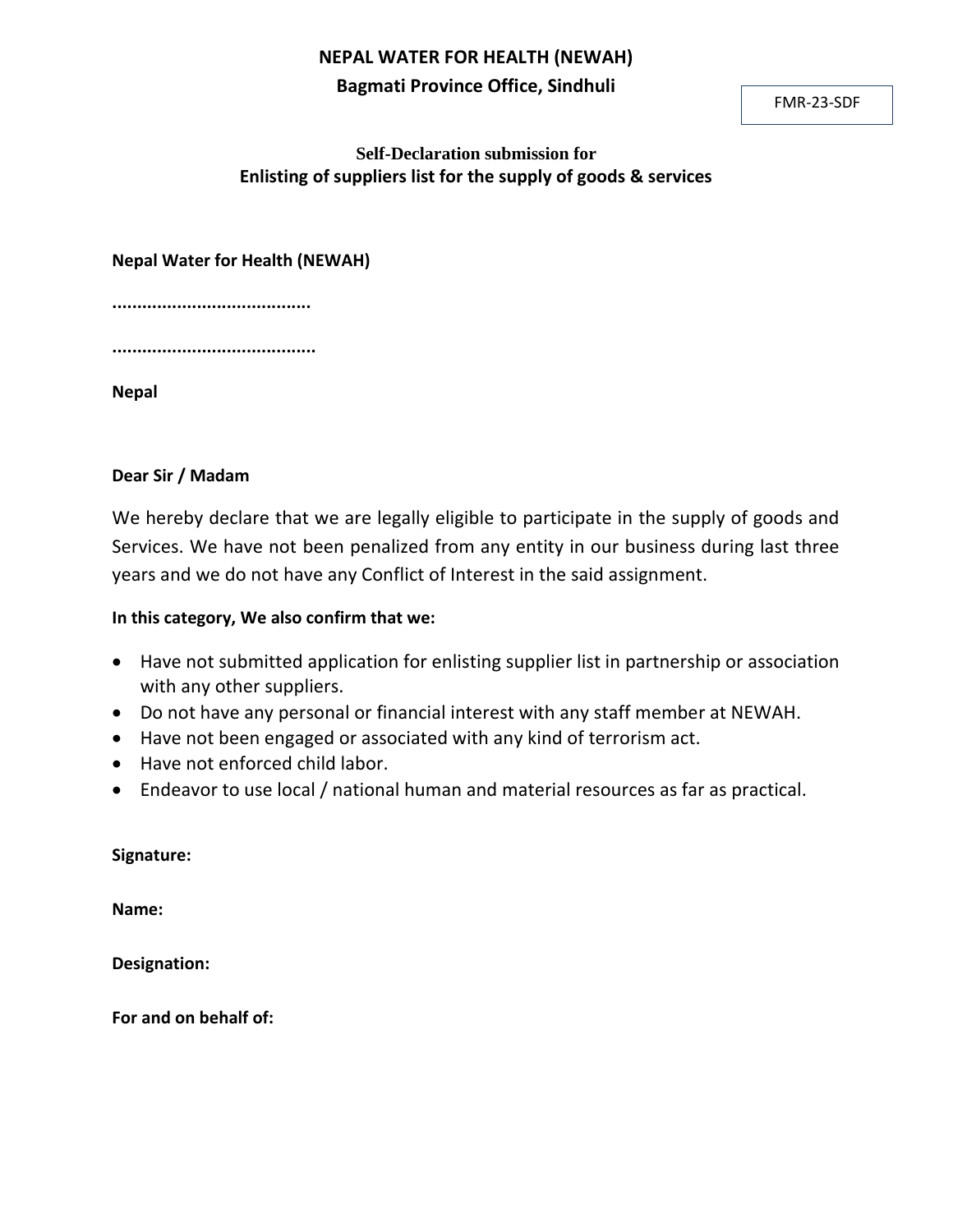**NEPAL WATER FOR HEALTH (NEWAH)**

**Bagmati Province Office, Sindhuli**

FMR-23-SDF

**Self-Declaration submission for**
**Enlisting of suppliers list for the supply of goods & services**

**Nepal Water for Health (NEWAH)**

**.......................................**

**........................................**

**Nepal**

**Dear Sir / Madam**

We hereby declare that we are legally eligible to participate in the supply of goods and Services. We have not been penalized from any entity in our business during last three years and we do not have any Conflict of Interest in the said assignment.

**In this category, We also confirm that we:**

- Have not submitted application for enlisting supplier list in partnership or association with any other suppliers.
- Do not have any personal or financial interest with any staff member at NEWAH.
- Have not been engaged or associated with any kind of terrorism act.
- Have not enforced child labor.
- Endeavor to use local / national human and material resources as far as practical.

**Signature:**

**Name:**

**Designation:**

**For and on behalf of:**